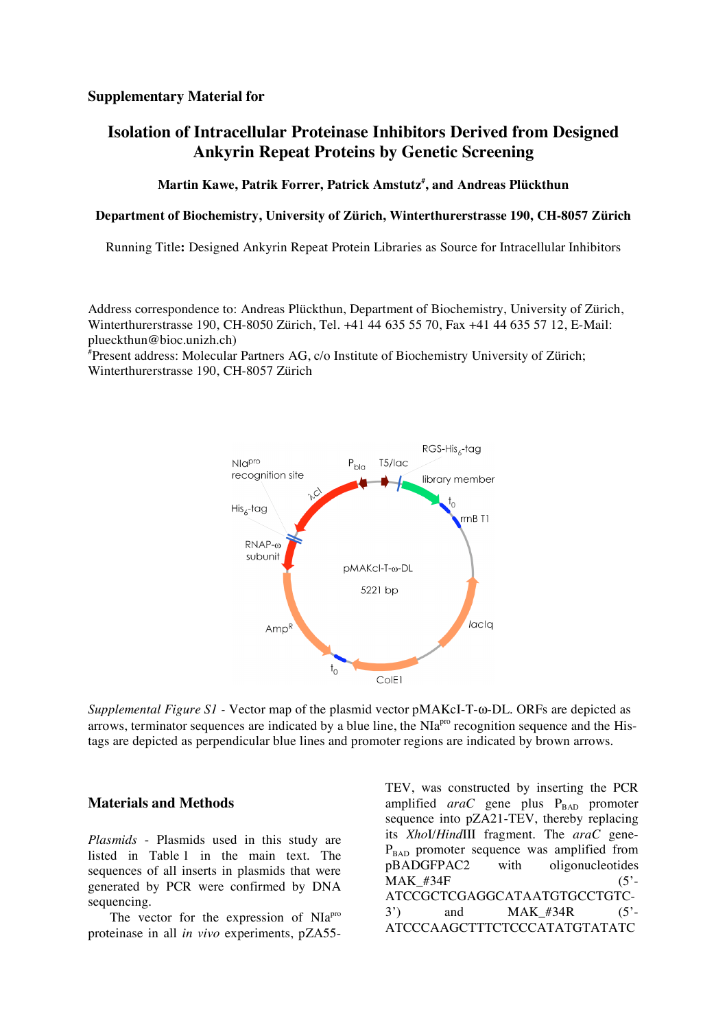**Supplementary Material for**

# Isolation of Intracellular Proteinase Inhibitors Derived from Designed Ankyrin Repeat Proteins by Genetic Screening

**Martin Kawe, Patrik Forrer, Patrick Amstutz[#], and Andreas Plückthun**

**Department of Biochemistry, University of Zürich, Winterthurerstrasse 190, CH-8057 Zürich**

Running Title**:** Designed Ankyrin Repeat Protein Libraries as Source for Intracellular Inhibitors

Address correspondence to: Andreas Plückthun, Department of Biochemistry, University of Zürich, Winterthurerstrasse 190, CH-8050 Zürich, Tel. +41 44 635 55 70, Fax +41 44 635 57 12, E-Mail: plueckthun@bioc.unizh.ch)

[#]Present address: Molecular Partners AG, c/o Institute of Biochemistry University of Zürich; Winterthurerstrasse 190, CH-8057 Zürich

*Supplemental Figure S1* - Vector map of the plasmid vector pMAKcI-T-ω-DL. ORFs are depicted as arrows, terminator sequences are indicated by a blue line, the NIa[pro] recognition sequence and the His-tags are depicted as perpendicular blue lines and promoter regions are indicated by brown arrows.

## Materials and Methods

*Plasmids* - Plasmids used in this study are listed in Table 1 in the main text. The sequences of all inserts in plasmids that were generated by PCR were confirmed by DNA sequencing.

The vector for the expression of NIa[pro] proteinase in all *in vivo* experiments, pZA55-TEV, was constructed by inserting the PCR amplified *araC* gene plus $P_{BAD}$ promoter sequence into pZA21-TEV, thereby replacing its *Xho*I/*Hind*III fragment. The *araC* gene-$P_{BAD}$ promoter sequence was amplified from pBADGFPAC2 with oligonucleotides MAK_#34F (5'-ATCCGCTCGAGGCATAATGTGCCTGTC-3') and MAK_#34R (5'-ATCCCAAGCTTTCTCCCATATGTATATC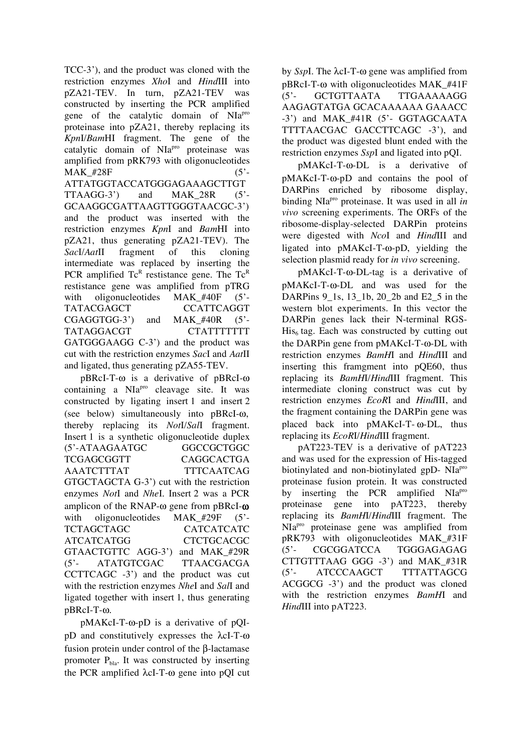TCC-3'), and the product was cloned with the restriction enzymes *Xho*I and *Hind*III into pZA21-TEV. In turn, pZA21-TEV was constructed by inserting the PCR amplified gene of the catalytic domain of NIa[pro] proteinase into pZA21, thereby replacing its *Kpn*I/*Bam*HI fragment. The gene of the catalytic domain of NIa[pro] proteinase was amplified from pRK793 with oligonucleotides MAK_#28F (5'-ATTATGGTACCATGGGAGAAAGCTTGT TTAAGG-3') and MAK_28R (5'-GCAAGGCGATTAAGTTGGGTAACGC-3') and the product was inserted with the restriction enzymes *Kpn*I and *Bam*HI into pZA21, thus generating pZA21-TEV). The *Sac*I/*Aat*II fragment of this cloning intermediate was replaced by inserting the PCR amplified $Tc^R$ restistance gene. The $Tc^R$ restistance gene was amplified from pTRG with oligonucleotides MAK_#40F (5'-TATACGAGCT CCATTCAGGT CGAGGTGG-3') and MAK_#40R (5'-TATAGGACGT CTATTTTTTT GATGGGAAGG C-3') and the product was cut with the restriction enzymes *Sac*I and *Aat*II and ligated, thus generating pZA55-TEV.

pBRcI-T-ω is a derivative of pBRcI-ω containing a NIa[pro] cleavage site. It was constructed by ligating insert 1 and insert 2 (see below) simultaneously into pBRcI-ω, thereby replacing its *Not*I/*Sal*I fragment. Insert 1 is a synthetic oligonucleotide duplex (5'-ATAAGAATGC GGCCGCTGGC TCGAGCGGTT CAGGCACTGA AAATCTTTAT TTTCAATCAG GTGCTAGCTA G-3') cut with the restriction enzymes *Not*I and *Nhe*I. Insert 2 was a PCR amplicon of the RNAP-ω gene from pBRcI-**ω** with oligonucleotides MAK_#29F (5'-TCTAGCTAGC CATCATCATC ATCATCATGG CTCTGCACGC GTAACTGTTC AGG-3') and MAK_#29R (5'- ATATGTCGAC TTAACGACGA CCTTCAGC -3') and the product was cut with the restriction enzymes *Nhe*I and *Sal*I and ligated together with insert 1, thus generating pBRcI-T-ω.

pMAKcI-T-ω-pD is a derivative of pQI-pD and constitutively expresses the λcI-T-ω fusion protein under control of the β-lactamase promoter $P_{bla}$. It was constructed by inserting the PCR amplified λcI-T-ω gene into pQI cut by *Ssp*I. The λcI-T-ω gene was amplified from pBRcI-T-ω with oligonucleotides MAK_#41F (5'- GCTGTTAATA TTGAAAAAGG AAGAGTATGA GCACAAAAAA GAAACC -3') and MAK_#41R (5'- GGTAGCAATA TTTTAACGAC GACCTTCAGC -3'), and the product was digested blunt ended with the restriction enzymes *Ssp*I and ligated into pQI.

pMAKcI-T-ω-DL is a derivative of pMAKcI-T-ω-pD and contains the pool of DARPins enriched by ribosome display, binding NIa[pro] proteinase. It was used in all *in vivo* screening experiments. The ORFs of the ribosome-display-selected DARPin proteins were digested with *Nco*I and *Hind*III and ligated into pMAKcI-T-ω-pD, yielding the selection plasmid ready for *in vivo* screening.

pMAKcI-T-ω-DL-tag is a derivative of pMAKcI-T-ω-DL and was used for the DARPins 9_1s, 13_1b, 20_2b and E2_5 in the western blot experiments. In this vector the DARPin genes lack their N-terminal RGS-$His_6$ tag. Each was constructed by cutting out the DARPin gene from pMAKcI-T-ω-DL with restriction enzymes *BamH*I and *Hind*III and inserting this framgment into pQE60, thus replacing its *BamH*I/*Hind*III fragment. This intermediate cloning construct was cut by restriction enzymes *EcoR*I and *Hind*III, and the fragment containing the DARPin gene was placed back into pMAKcI-T- ω-DL, thus replacing its *EcoR*I/*Hind*III fragment.

pAT223-TEV is a derivative of pAT223 and was used for the expression of His-tagged biotinylated and non-biotinylated gpD- NIa[pro] proteinase fusion protein. It was constructed by inserting the PCR amplified NIa[pro] proteinase gene into pAT223, thereby replacing its *BamH*I/*Hind*III fragment. The NIa[pro] proteinase gene was amplified from pRK793 with oligonucleotides MAK_#31F (5'- CGCGGATCCA TGGGAGAGAG CTTGTTTAAG GGG -3') and MAK_#31R (5'- ATCCCAAGCT TTTATTAGCG ACGGCG -3') and the product was cloned with the restriction enzymes *BamH*I and *Hind*III into pAT223.